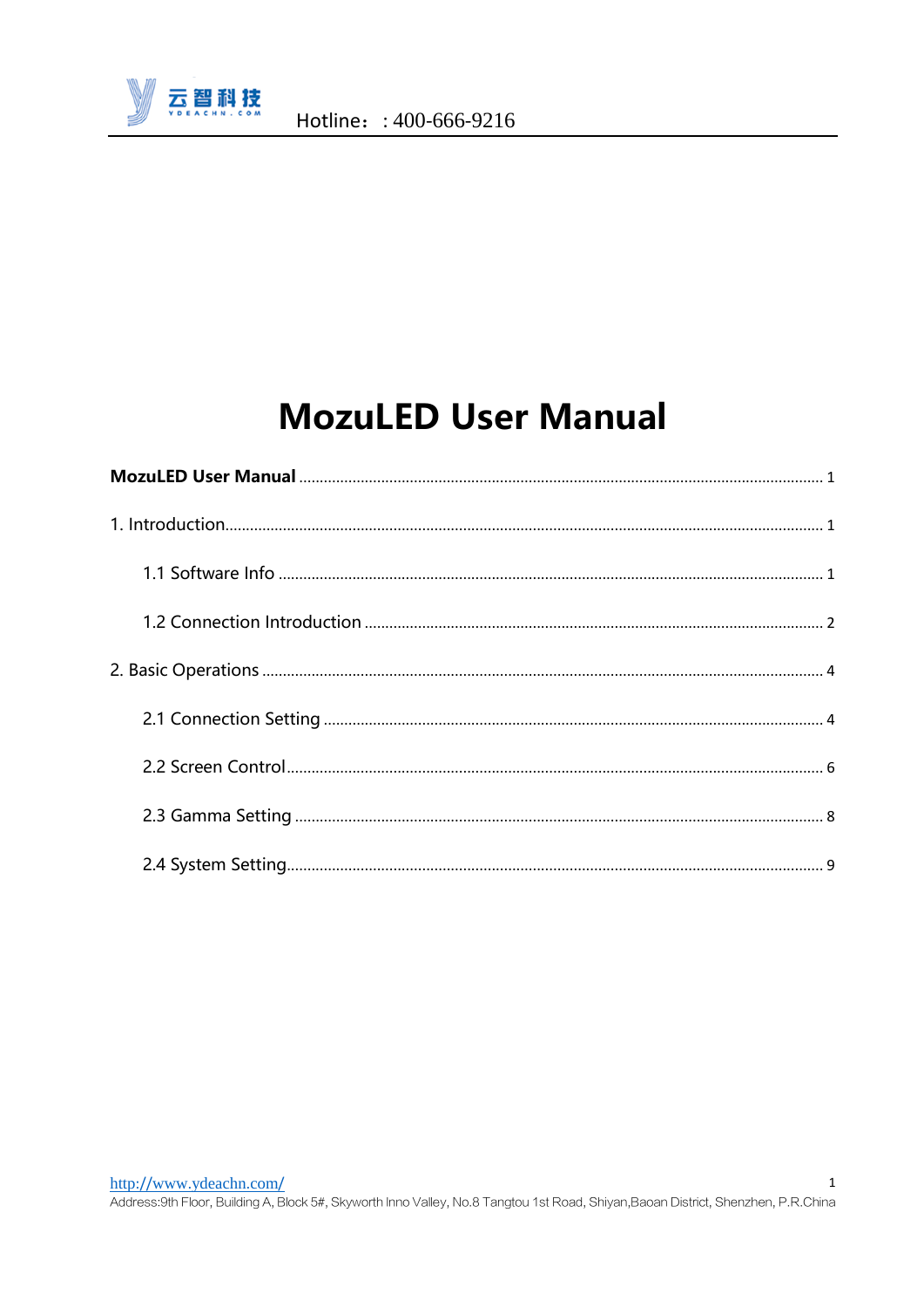# MozuLED User Manual

**MozuLED User Manual** ........ 1

1. Introduction ........ 1

    1.1 Software Info ........ 1

    1.2 Connection Introduction ........ 2

2. Basic Operations ........ 4

    2.1 Connection Setting ........ 4

    2.2 Screen Control ........ 6

    2.3 Gamma Setting ........ 8

    2.4 System Setting ........ 9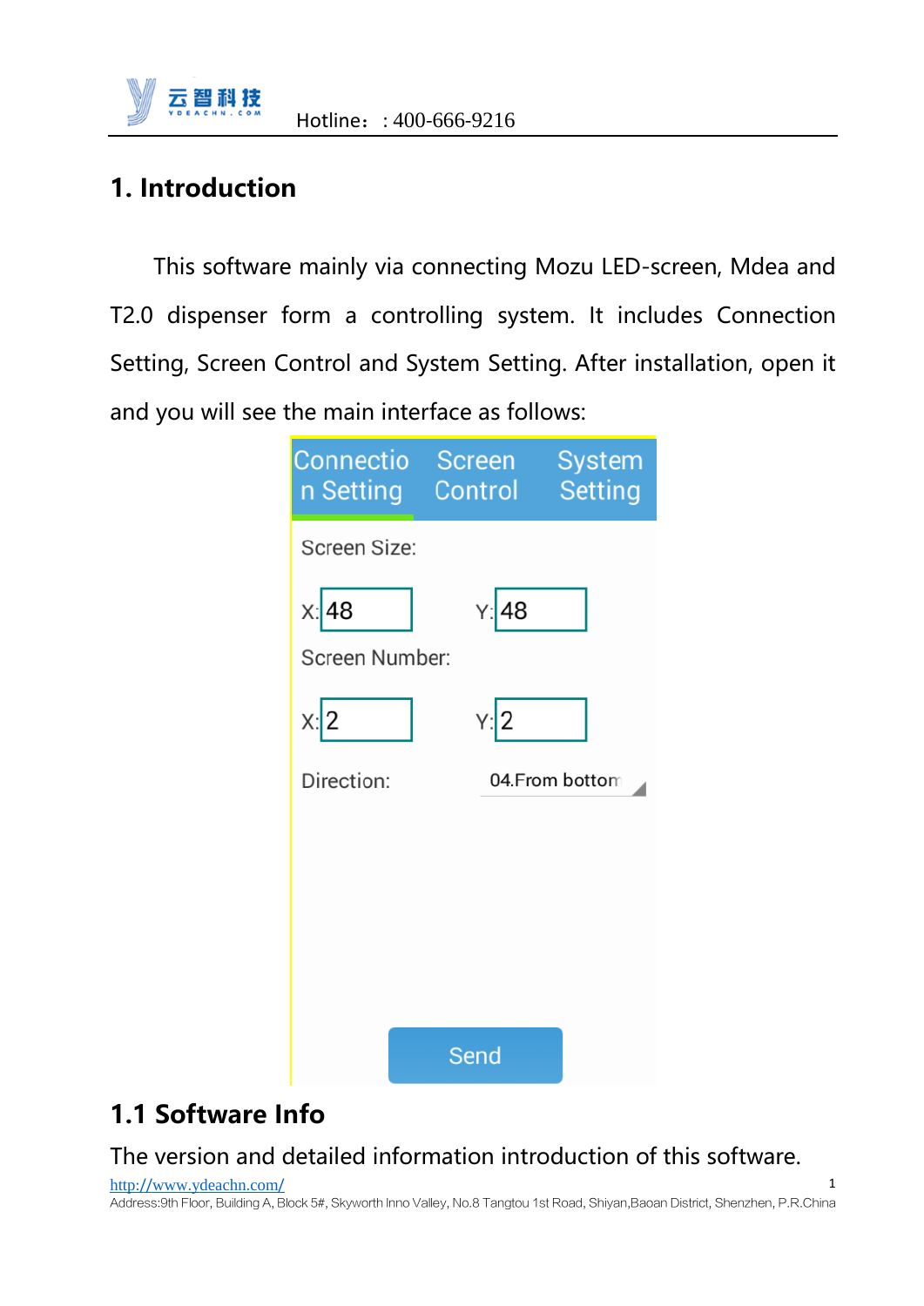# 1. Introduction

This software mainly via connecting Mozu LED-screen, Mdea and T2.0 dispenser form a controlling system. It includes Connection Setting, Screen Control and System Setting. After installation, open it and you will see the main interface as follows:

Connection Setting | Screen Control | System Setting

Screen Size:

X: 48　　Y: 48

Screen Number:

X: 2　　Y: 2

Direction:　04.From bottom

Send

## 1.1 Software Info

The version and detailed information introduction of this software.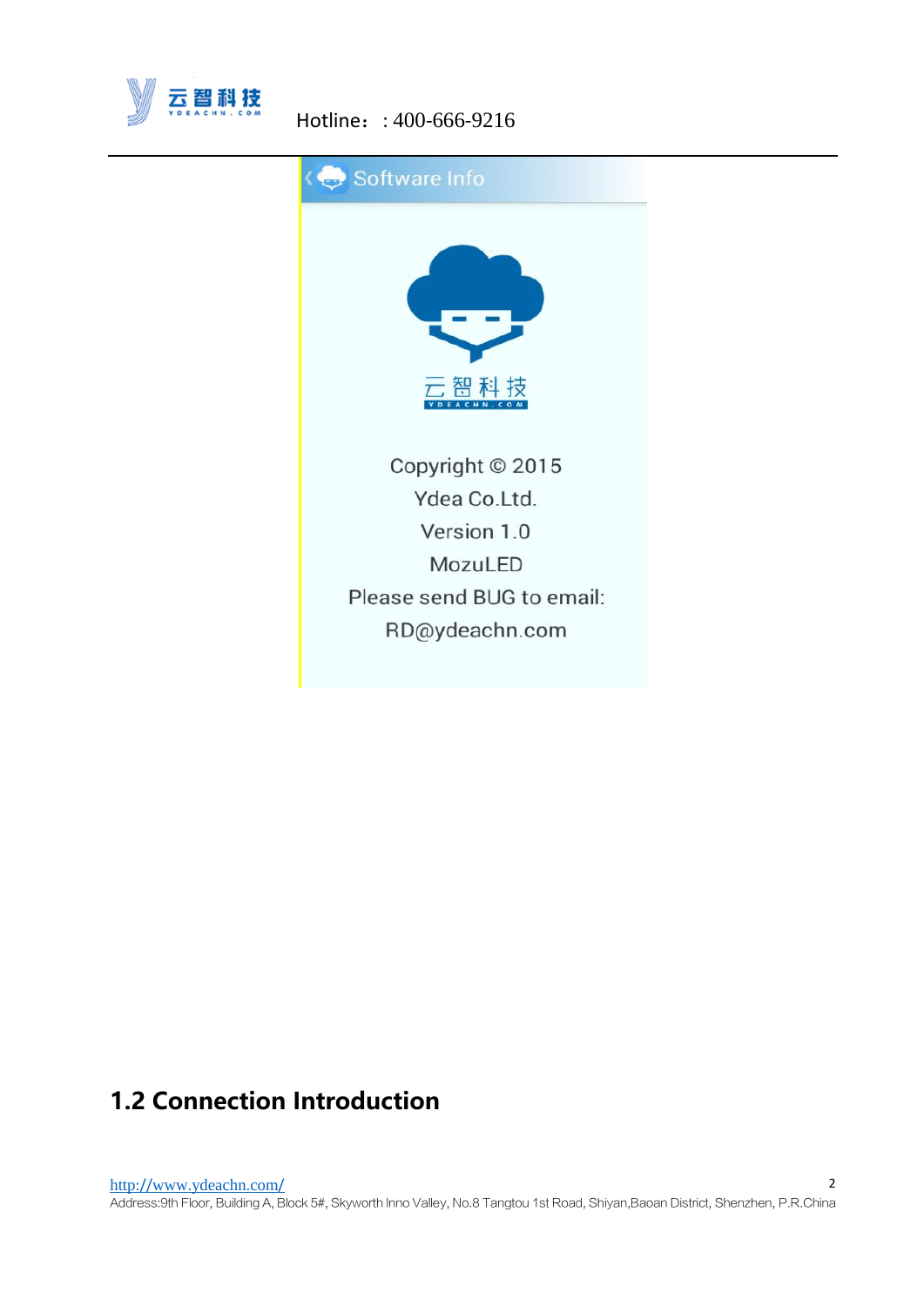Software Info

云智科技

YDEACHN.COM

Copyright © 2015

Ydea Co.Ltd.

Version 1.0

MozuLED

Please send BUG to email:

RD@ydeachn.com

## 1.2 Connection Introduction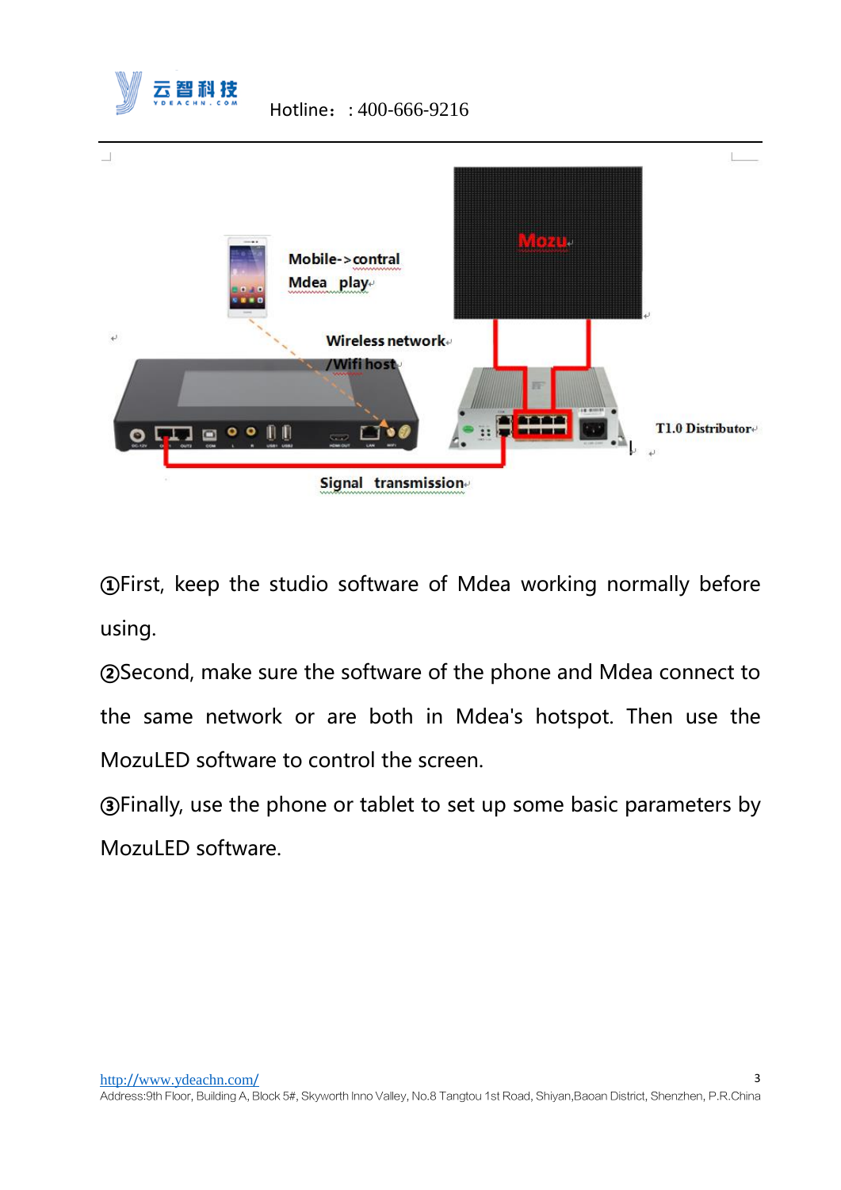①First, keep the studio software of Mdea working normally before using.

②Second, make sure the software of the phone and Mdea connect to the same network or are both in Mdea's hotspot. Then use the MozuLED software to control the screen.

③Finally, use the phone or tablet to set up some basic parameters by MozuLED software.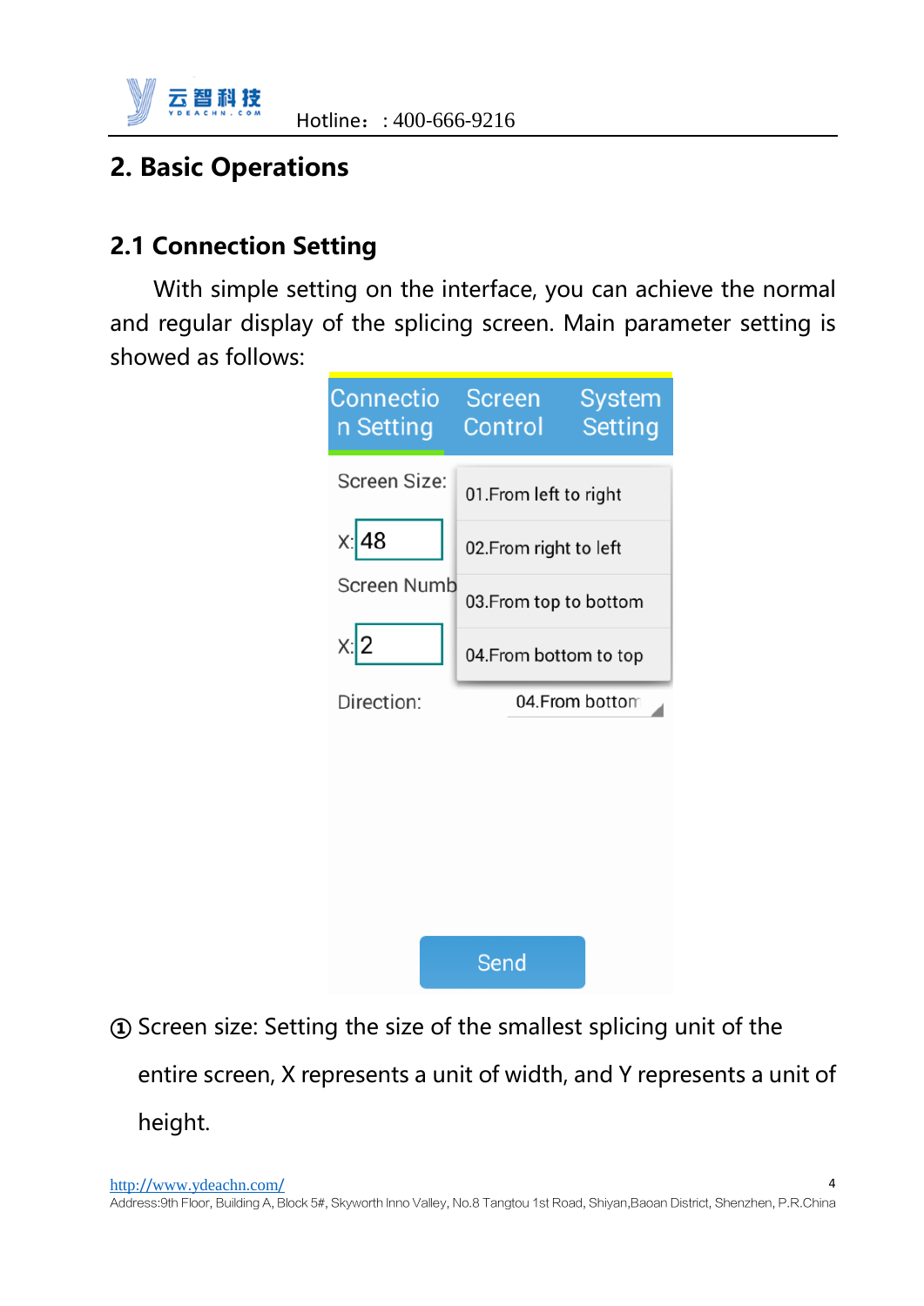# 2. Basic Operations

## 2.1 Connection Setting

With simple setting on the interface, you can achieve the normal and regular display of the splicing screen. Main parameter setting is showed as follows:

Connection Setting | Screen Control | System Setting

Screen Size:

X: 48

Screen Numb

X: 2

Direction: 04.From bottom

01.From left to right

02.From right to left

03.From top to bottom

04.From bottom to top

Send

① Screen size: Setting the size of the smallest splicing unit of the entire screen, X represents a unit of width, and Y represents a unit of height.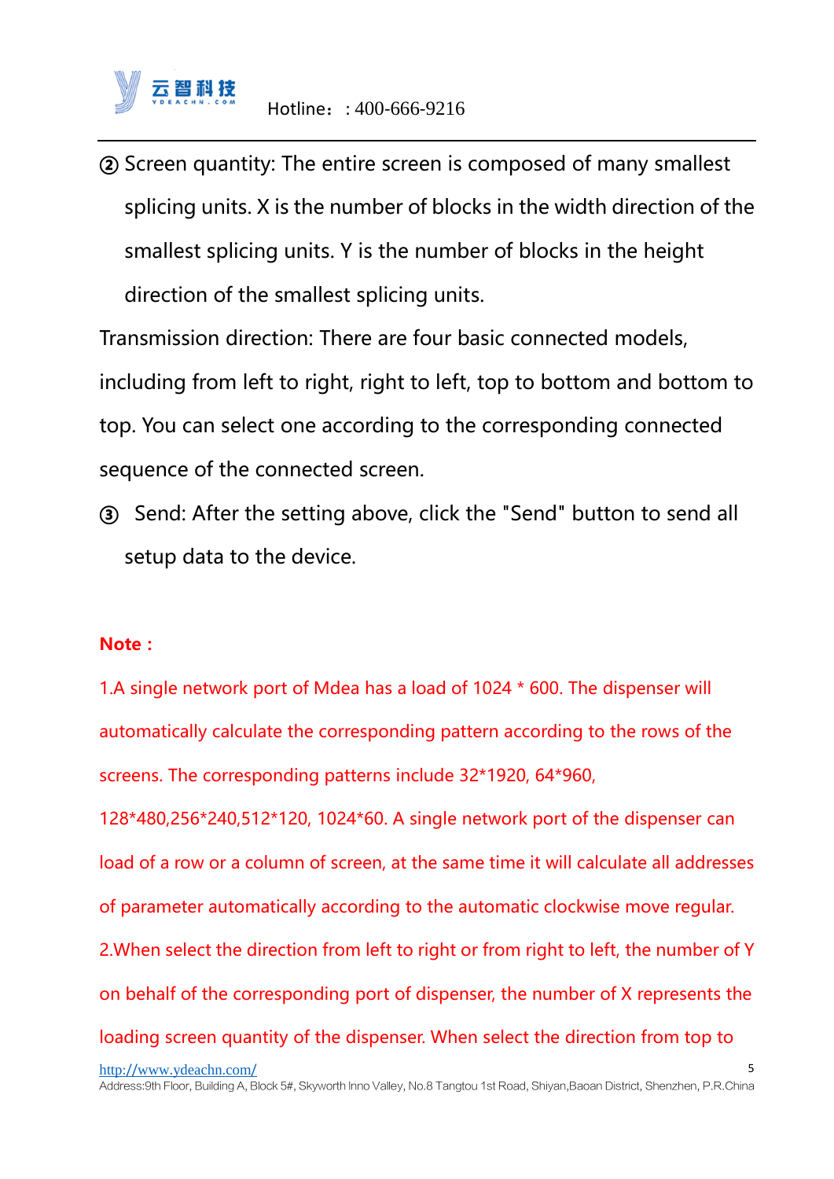② Screen quantity: The entire screen is composed of many smallest splicing units. X is the number of blocks in the width direction of the smallest splicing units. Y is the number of blocks in the height direction of the smallest splicing units.

Transmission direction: There are four basic connected models, including from left to right, right to left, top to bottom and bottom to top. You can select one according to the corresponding connected sequence of the connected screen.

③ Send: After the setting above, click the "Send" button to send all setup data to the device.

**Note：**

1.A single network port of Mdea has a load of 1024 * 600. The dispenser will automatically calculate the corresponding pattern according to the rows of the screens. The corresponding patterns include 32*1920, 64*960, 128*480,256*240,512*120, 1024*60. A single network port of the dispenser can load of a row or a column of screen, at the same time it will calculate all addresses of parameter automatically according to the automatic clockwise move regular.

2.When select the direction from left to right or from right to left, the number of Y on behalf of the corresponding port of dispenser, the number of X represents the loading screen quantity of the dispenser. When select the direction from top to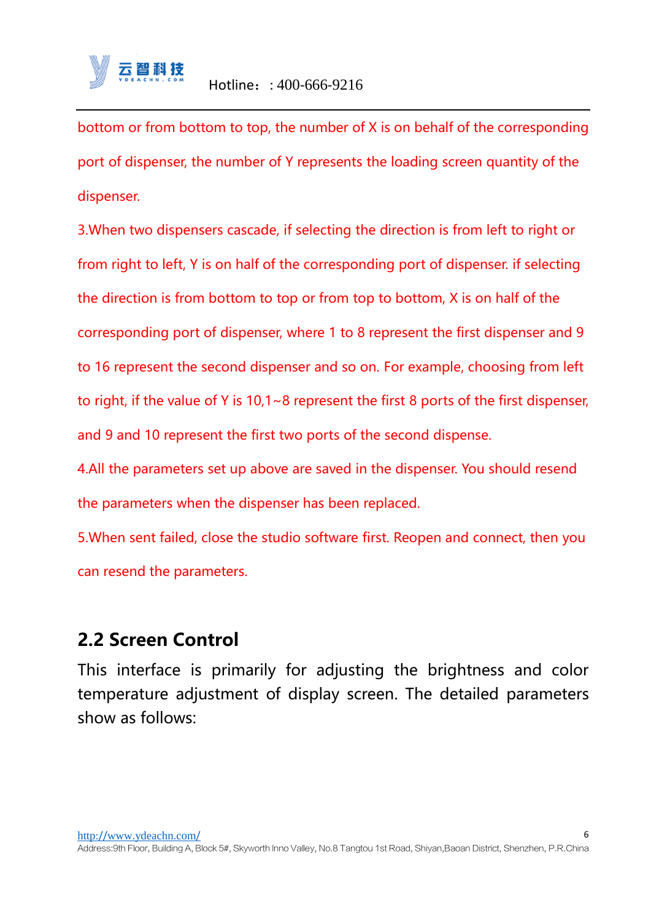bottom or from bottom to top, the number of X is on behalf of the corresponding port of dispenser, the number of Y represents the loading screen quantity of the dispenser.

3.When two dispensers cascade, if selecting the direction is from left to right or from right to left, Y is on half of the corresponding port of dispenser. if selecting the direction is from bottom to top or from top to bottom, X is on half of the corresponding port of dispenser, where 1 to 8 represent the first dispenser and 9 to 16 represent the second dispenser and so on. For example, choosing from left to right, if the value of Y is 10,1~8 represent the first 8 ports of the first dispenser, and 9 and 10 represent the first two ports of the second dispense.

4.All the parameters set up above are saved in the dispenser. You should resend the parameters when the dispenser has been replaced.

5.When sent failed, close the studio software first. Reopen and connect, then you can resend the parameters.

## 2.2 Screen Control

This interface is primarily for adjusting the brightness and color temperature adjustment of display screen. The detailed parameters show as follows: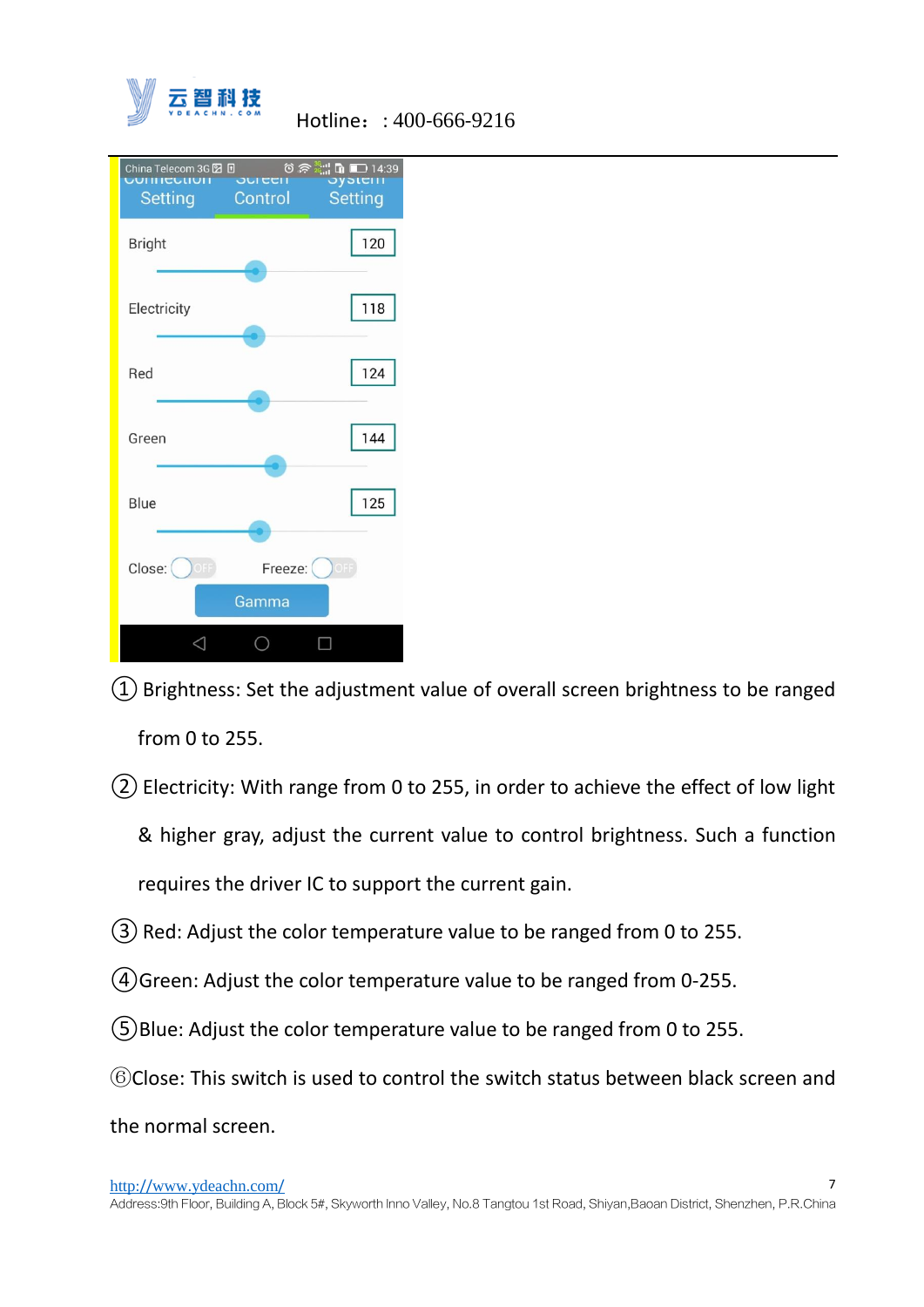Connection Setting | Screen Control | System Setting

Bright 120

Electricity 118

Red 124

Green 144

Blue 125

Close: OFF Freeze: OFF

Gamma

① Brightness: Set the adjustment value of overall screen brightness to be ranged from 0 to 255.

② Electricity: With range from 0 to 255, in order to achieve the effect of low light & higher gray, adjust the current value to control brightness. Such a function requires the driver IC to support the current gain.

③ Red: Adjust the color temperature value to be ranged from 0 to 255.

④Green: Adjust the color temperature value to be ranged from 0-255.

⑤Blue: Adjust the color temperature value to be ranged from 0 to 255.

⑥Close: This switch is used to control the switch status between black screen and the normal screen.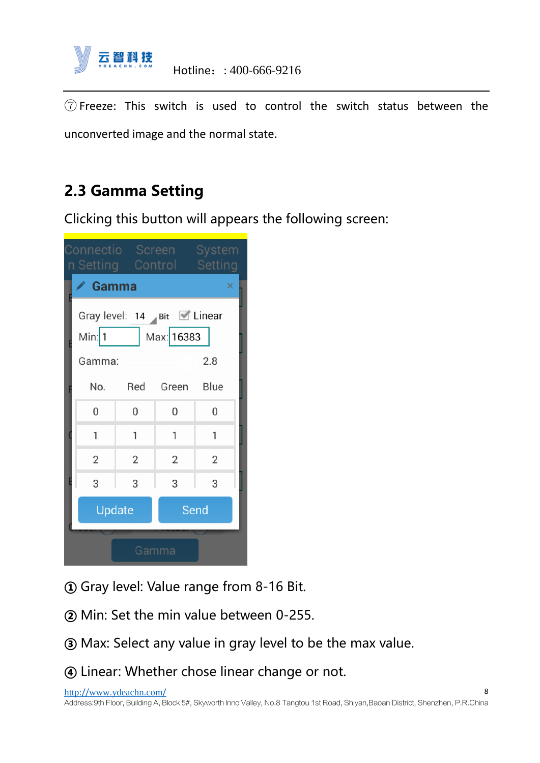⑦Freeze: This switch is used to control the switch status between the unconverted image and the normal state.

## 2.3 Gamma Setting

Clicking this button will appears the following screen:

① Gray level: Value range from 8-16 Bit.

② Min: Set the min value between 0-255.

③ Max: Select any value in gray level to be the max value.

④ Linear: Whether chose linear change or not.

http://www.ydeachn.com/
Address:9th Floor, Building A, Block 5#, Skyworth Inno Valley, No.8 Tangtou 1st Road, Shiyan,Baoan District, Shenzhen, P.R.China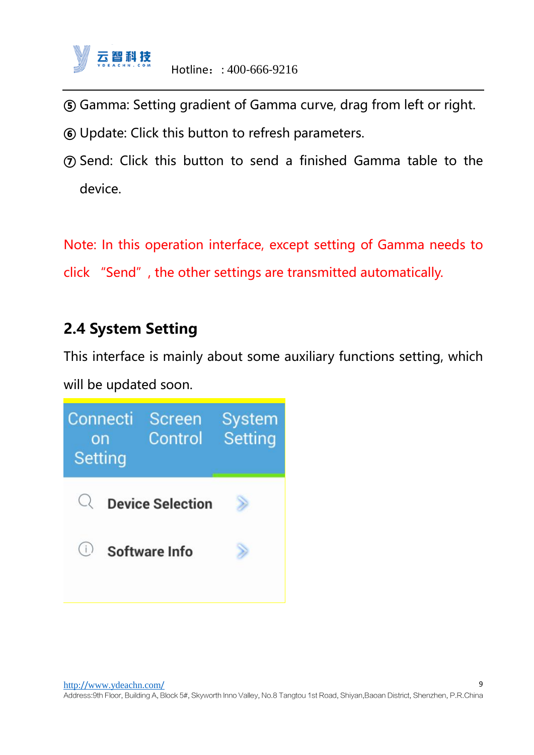⑤ Gamma: Setting gradient of Gamma curve, drag from left or right.

⑥ Update: Click this button to refresh parameters.

⑦ Send: Click this button to send a finished Gamma table to the device.

Note: In this operation interface, except setting of Gamma needs to click "Send", the other settings are transmitted automatically.

## 2.4 System Setting

This interface is mainly about some auxiliary functions setting, which will be updated soon.

Connection Setting | Screen Control | System Setting

Device Selection

Software Info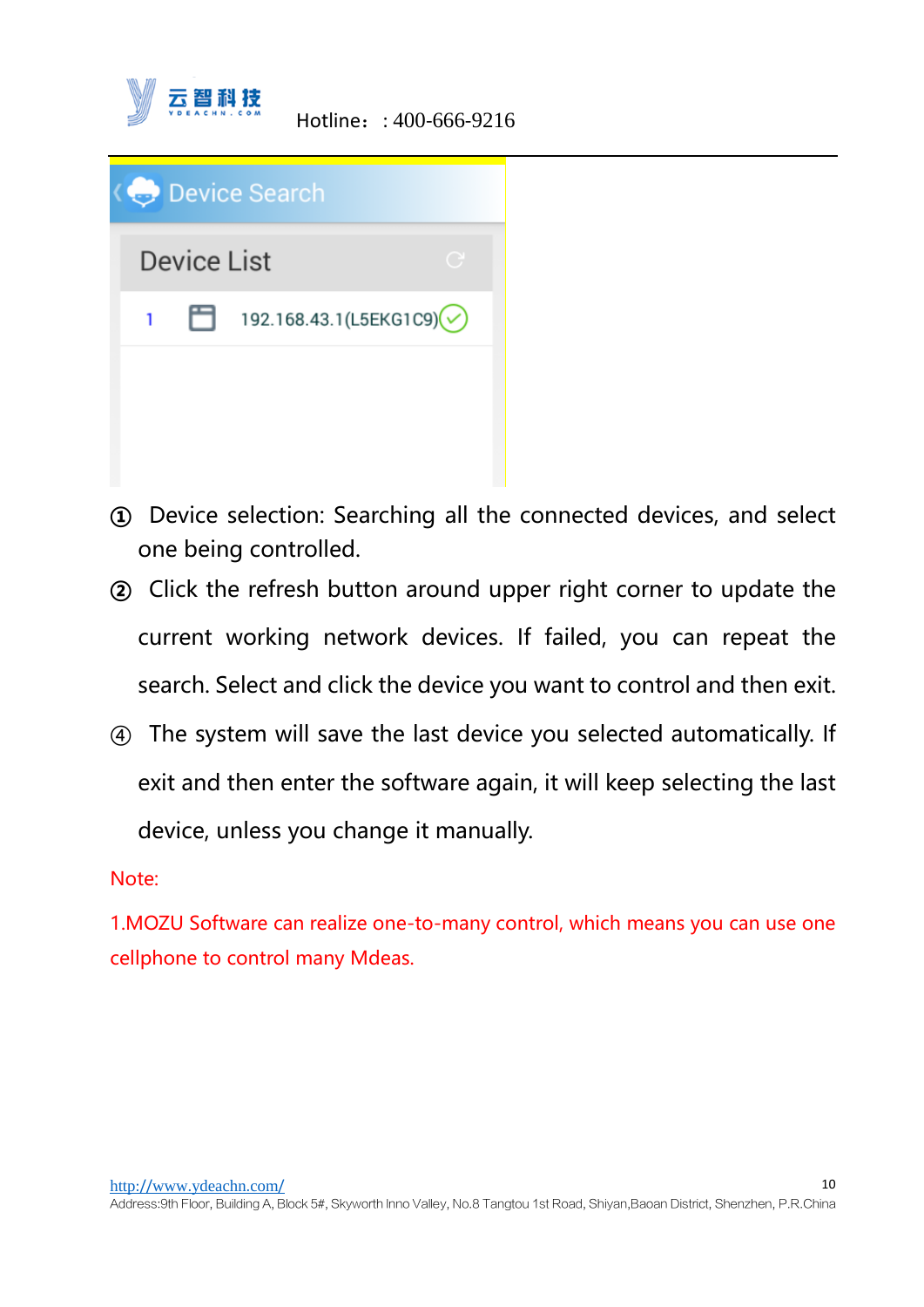Device Search

Device List

1 192.168.43.1(L5EKG1C9)

① Device selection: Searching all the connected devices, and select one being controlled.

② Click the refresh button around upper right corner to update the current working network devices. If failed, you can repeat the search. Select and click the device you want to control and then exit.

④ The system will save the last device you selected automatically. If exit and then enter the software again, it will keep selecting the last device, unless you change it manually.

Note:

1.MOZU Software can realize one-to-many control, which means you can use one cellphone to control many Mdeas.